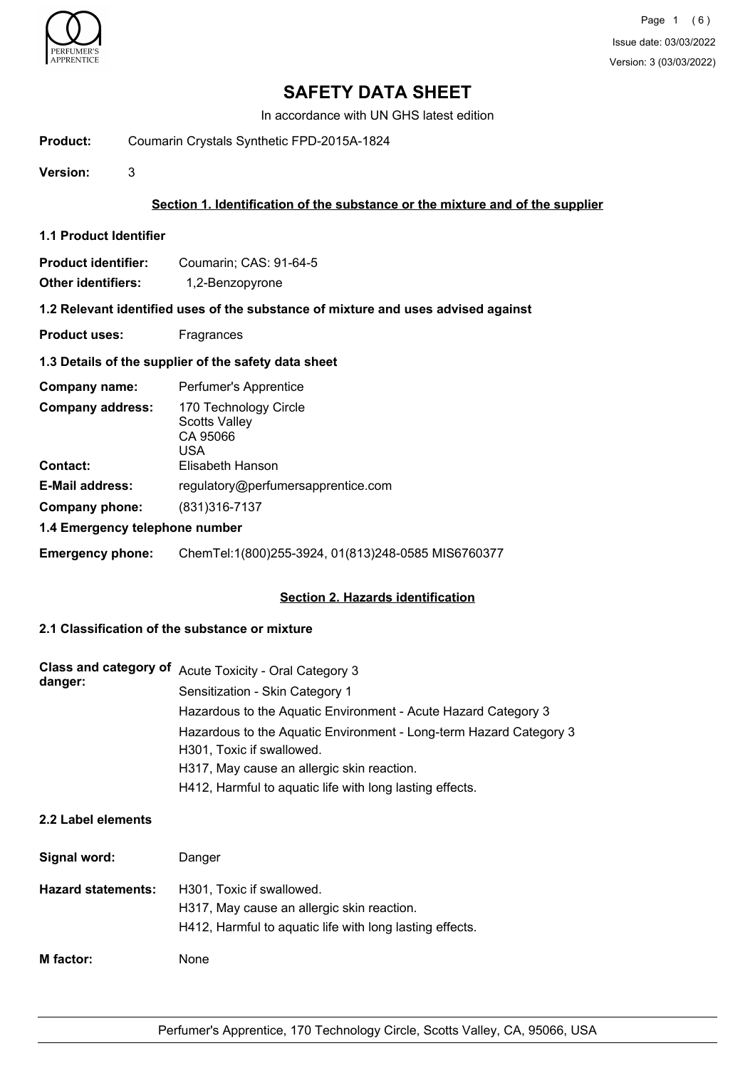Issue date: 03/03/2022
Version: 3 (03/03/2022)

# SAFETY DATA SHEET

In accordance with UN GHS latest edition

**Product:** Coumarin Crystals Synthetic FPD-2015A-1824

**Version:** 3

## Section 1. Identification of the substance or the mixture and of the supplier

### 1.1 Product Identifier

**Product identifier:** Coumarin; CAS: 91-64-5

**Other identifiers:** 1,2-Benzopyrone

### 1.2 Relevant identified uses of the substance of mixture and uses advised against

**Product uses:** Fragrances

### 1.3 Details of the supplier of the safety data sheet

**Company name:** Perfumer's Apprentice

**Company address:** 170 Technology Circle
Scotts Valley
CA 95066
USA

**Contact:** Elisabeth Hanson

**E-Mail address:** regulatory@perfumersapprentice.com

**Company phone:** (831)316-7137

### 1.4 Emergency telephone number

**Emergency phone:** ChemTel:1(800)255-3924, 01(813)248-0585 MIS6760377

## Section 2. Hazards identification

### 2.1 Classification of the substance or mixture

**Class and category of danger:**

Acute Toxicity - Oral Category 3
Sensitization - Skin Category 1
Hazardous to the Aquatic Environment - Acute Hazard Category 3
Hazardous to the Aquatic Environment - Long-term Hazard Category 3
H301, Toxic if swallowed.
H317, May cause an allergic skin reaction.
H412, Harmful to aquatic life with long lasting effects.

### 2.2 Label elements

**Signal word:** Danger

**Hazard statements:**

H301, Toxic if swallowed.
H317, May cause an allergic skin reaction.
H412, Harmful to aquatic life with long lasting effects.

**M factor:** None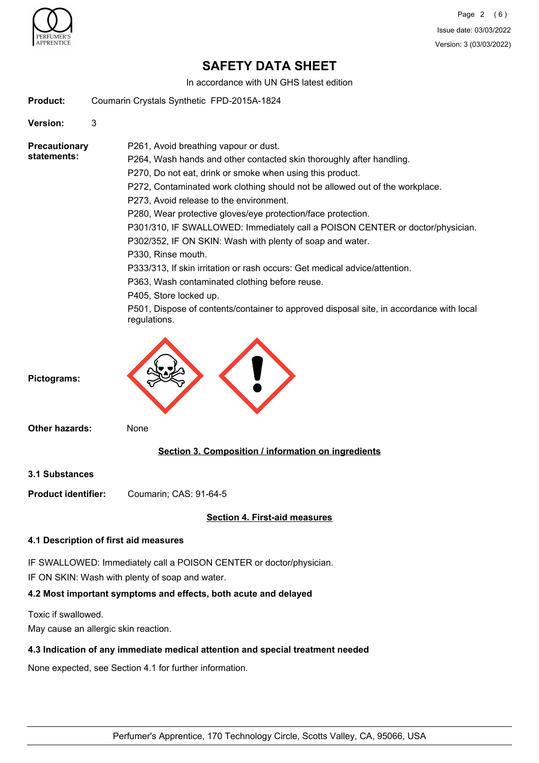# SAFETY DATA SHEET

In accordance with UN GHS latest edition

**Product:** Coumarin Crystals Synthetic FPD-2015A-1824

**Version:** 3

**Precautionary statements:**

P261, Avoid breathing vapour or dust.
P264, Wash hands and other contacted skin thoroughly after handling.
P270, Do not eat, drink or smoke when using this product.
P272, Contaminated work clothing should not be allowed out of the workplace.
P273, Avoid release to the environment.
P280, Wear protective gloves/eye protection/face protection.
P301/310, IF SWALLOWED: Immediately call a POISON CENTER or doctor/physician.
P302/352, IF ON SKIN: Wash with plenty of soap and water.
P330, Rinse mouth.
P333/313, If skin irritation or rash occurs: Get medical advice/attention.
P363, Wash contaminated clothing before reuse.
P405, Store locked up.
P501, Dispose of contents/container to approved disposal site, in accordance with local regulations.

**Pictograms:**

**Other hazards:** None

## Section 3. Composition / information on ingredients

**3.1 Substances**

**Product identifier:** Coumarin; CAS: 91-64-5

## Section 4. First-aid measures

### 4.1 Description of first aid measures

IF SWALLOWED: Immediately call a POISON CENTER or doctor/physician.
IF ON SKIN: Wash with plenty of soap and water.

### 4.2 Most important symptoms and effects, both acute and delayed

Toxic if swallowed.
May cause an allergic skin reaction.

### 4.3 Indication of any immediate medical attention and special treatment needed

None expected, see Section 4.1 for further information.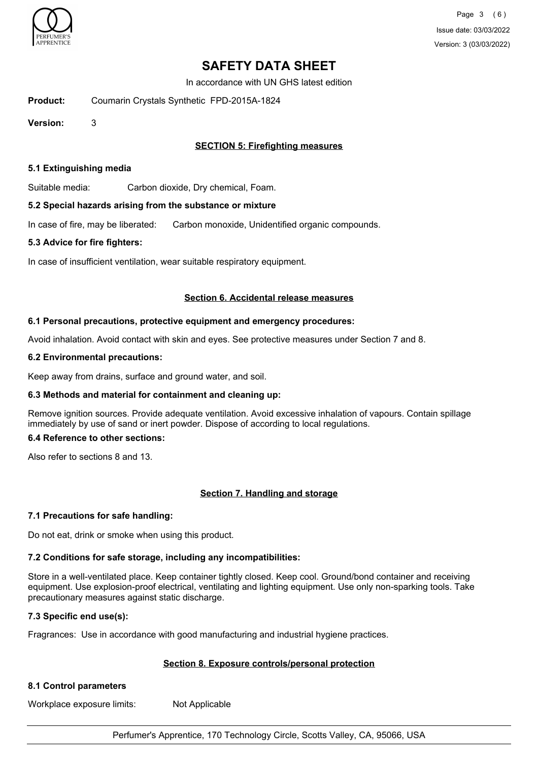# SAFETY DATA SHEET

In accordance with UN GHS latest edition

**Product:** Coumarin Crystals Synthetic FPD-2015A-1824

**Version:** 3

## SECTION 5: Firefighting measures

### 5.1 Extinguishing media

Suitable media: Carbon dioxide, Dry chemical, Foam.

### 5.2 Special hazards arising from the substance or mixture

In case of fire, may be liberated: Carbon monoxide, Unidentified organic compounds.

### 5.3 Advice for fire fighters:

In case of insufficient ventilation, wear suitable respiratory equipment.

## Section 6. Accidental release measures

### 6.1 Personal precautions, protective equipment and emergency procedures:

Avoid inhalation. Avoid contact with skin and eyes. See protective measures under Section 7 and 8.

### 6.2 Environmental precautions:

Keep away from drains, surface and ground water, and soil.

### 6.3 Methods and material for containment and cleaning up:

Remove ignition sources. Provide adequate ventilation. Avoid excessive inhalation of vapours. Contain spillage immediately by use of sand or inert powder. Dispose of according to local regulations.

### 6.4 Reference to other sections:

Also refer to sections 8 and 13.

## Section 7. Handling and storage

### 7.1 Precautions for safe handling:

Do not eat, drink or smoke when using this product.

### 7.2 Conditions for safe storage, including any incompatibilities:

Store in a well-ventilated place. Keep container tightly closed. Keep cool. Ground/bond container and receiving equipment. Use explosion-proof electrical, ventilating and lighting equipment. Use only non-sparking tools. Take precautionary measures against static discharge.

### 7.3 Specific end use(s):

Fragrances: Use in accordance with good manufacturing and industrial hygiene practices.

## Section 8. Exposure controls/personal protection

### 8.1 Control parameters

Workplace exposure limits: Not Applicable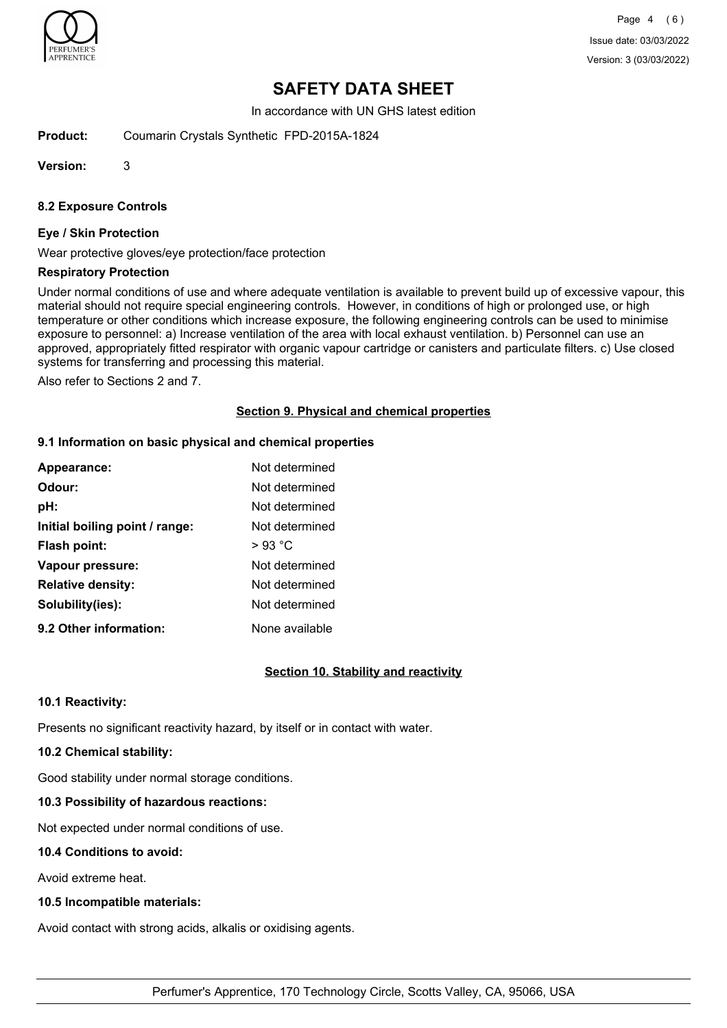# SAFETY DATA SHEET

In accordance with UN GHS latest edition

**Product:** Coumarin Crystals Synthetic FPD-2015A-1824

**Version:** 3

### 8.2 Exposure Controls

#### Eye / Skin Protection

Wear protective gloves/eye protection/face protection

#### Respiratory Protection

Under normal conditions of use and where adequate ventilation is available to prevent build up of excessive vapour, this material should not require special engineering controls. However, in conditions of high or prolonged use, or high temperature or other conditions which increase exposure, the following engineering controls can be used to minimise exposure to personnel: a) Increase ventilation of the area with local exhaust ventilation. b) Personnel can use an approved, appropriately fitted respirator with organic vapour cartridge or canisters and particulate filters. c) Use closed systems for transferring and processing this material.

Also refer to Sections 2 and 7.

## Section 9. Physical and chemical properties

### 9.1 Information on basic physical and chemical properties

| | |
|---|---|
| **Appearance:** | Not determined |
| **Odour:** | Not determined |
| **pH:** | Not determined |
| **Initial boiling point / range:** | Not determined |
| **Flash point:** | > 93 °C |
| **Vapour pressure:** | Not determined |
| **Relative density:** | Not determined |
| **Solubility(ies):** | Not determined |
| **9.2 Other information:** | None available |

## Section 10. Stability and reactivity

### 10.1 Reactivity:

Presents no significant reactivity hazard, by itself or in contact with water.

### 10.2 Chemical stability:

Good stability under normal storage conditions.

### 10.3 Possibility of hazardous reactions:

Not expected under normal conditions of use.

### 10.4 Conditions to avoid:

Avoid extreme heat.

### 10.5 Incompatible materials:

Avoid contact with strong acids, alkalis or oxidising agents.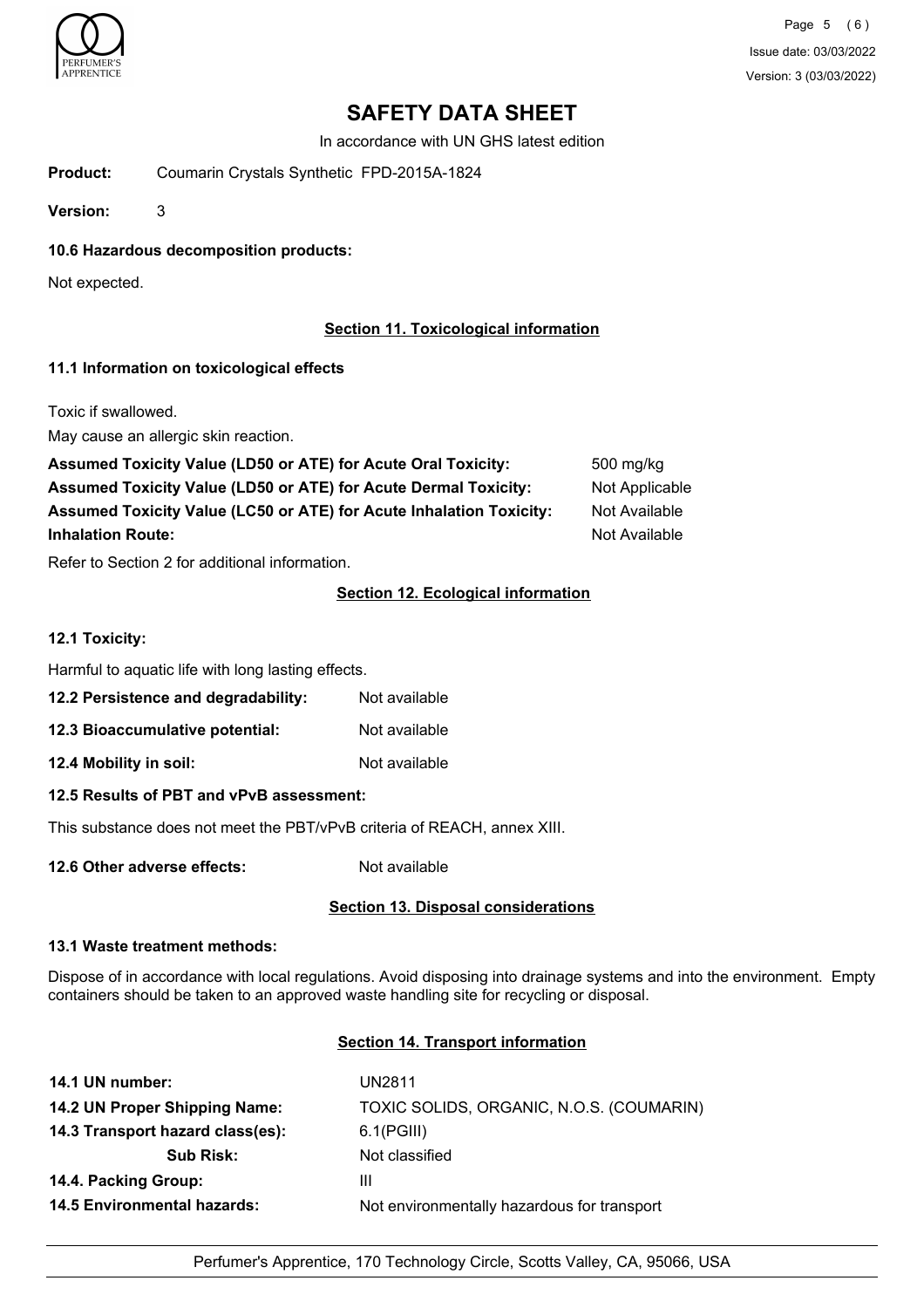# SAFETY DATA SHEET

In accordance with UN GHS latest edition

**Product:** Coumarin Crystals Synthetic FPD-2015A-1824

**Version:** 3

### 10.6 Hazardous decomposition products:

Not expected.

## Section 11. Toxicological information

### 11.1 Information on toxicological effects

Toxic if swallowed.

May cause an allergic skin reaction.

| | |
|---|---|
| **Assumed Toxicity Value (LD50 or ATE) for Acute Oral Toxicity:** | 500 mg/kg |
| **Assumed Toxicity Value (LD50 or ATE) for Acute Dermal Toxicity:** | Not Applicable |
| **Assumed Toxicity Value (LC50 or ATE) for Acute Inhalation Toxicity:** | Not Available |
| **Inhalation Route:** | Not Available |

Refer to Section 2 for additional information.

## Section 12. Ecological information

### 12.1 Toxicity:

Harmful to aquatic life with long lasting effects.

| | |
|---|---|
| **12.2 Persistence and degradability:** | Not available |
| **12.3 Bioaccumulative potential:** | Not available |
| **12.4 Mobility in soil:** | Not available |

### 12.5 Results of PBT and vPvB assessment:

This substance does not meet the PBT/vPvB criteria of REACH, annex XIII.

**12.6 Other adverse effects:** Not available

## Section 13. Disposal considerations

### 13.1 Waste treatment methods:

Dispose of in accordance with local regulations. Avoid disposing into drainage systems and into the environment. Empty containers should be taken to an approved waste handling site for recycling or disposal.

## Section 14. Transport information

| | |
|---|---|
| **14.1 UN number:** | UN2811 |
| **14.2 UN Proper Shipping Name:** | TOXIC SOLIDS, ORGANIC, N.O.S. (COUMARIN) |
| **14.3 Transport hazard class(es):** | 6.1(PGIII) |
| **Sub Risk:** | Not classified |
| **14.4. Packing Group:** | III |
| **14.5 Environmental hazards:** | Not environmentally hazardous for transport |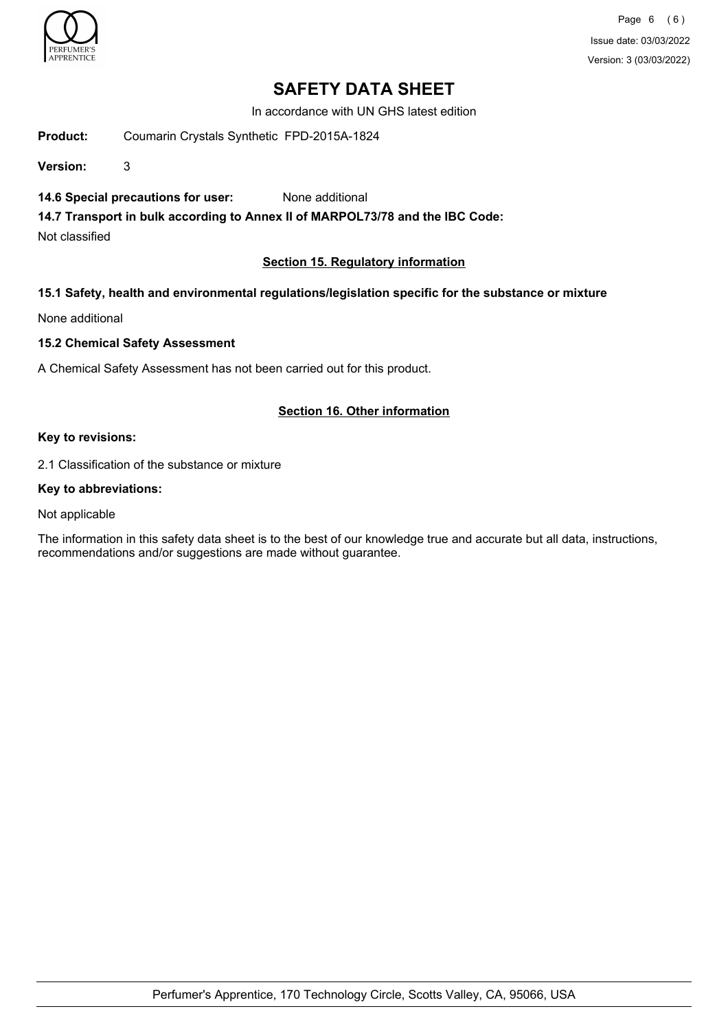**14.6 Special precautions for user:** None additional

**14.7 Transport in bulk according to Annex II of MARPOL73/78 and the IBC Code:**

Not classified

## Section 15. Regulatory information

**15.1 Safety, health and environmental regulations/legislation specific for the substance or mixture**

None additional

**15.2 Chemical Safety Assessment**

A Chemical Safety Assessment has not been carried out for this product.

## Section 16. Other information

**Key to revisions:**

2.1 Classification of the substance or mixture

**Key to abbreviations:**

Not applicable

The information in this safety data sheet is to the best of our knowledge true and accurate but all data, instructions, recommendations and/or suggestions are made without guarantee.